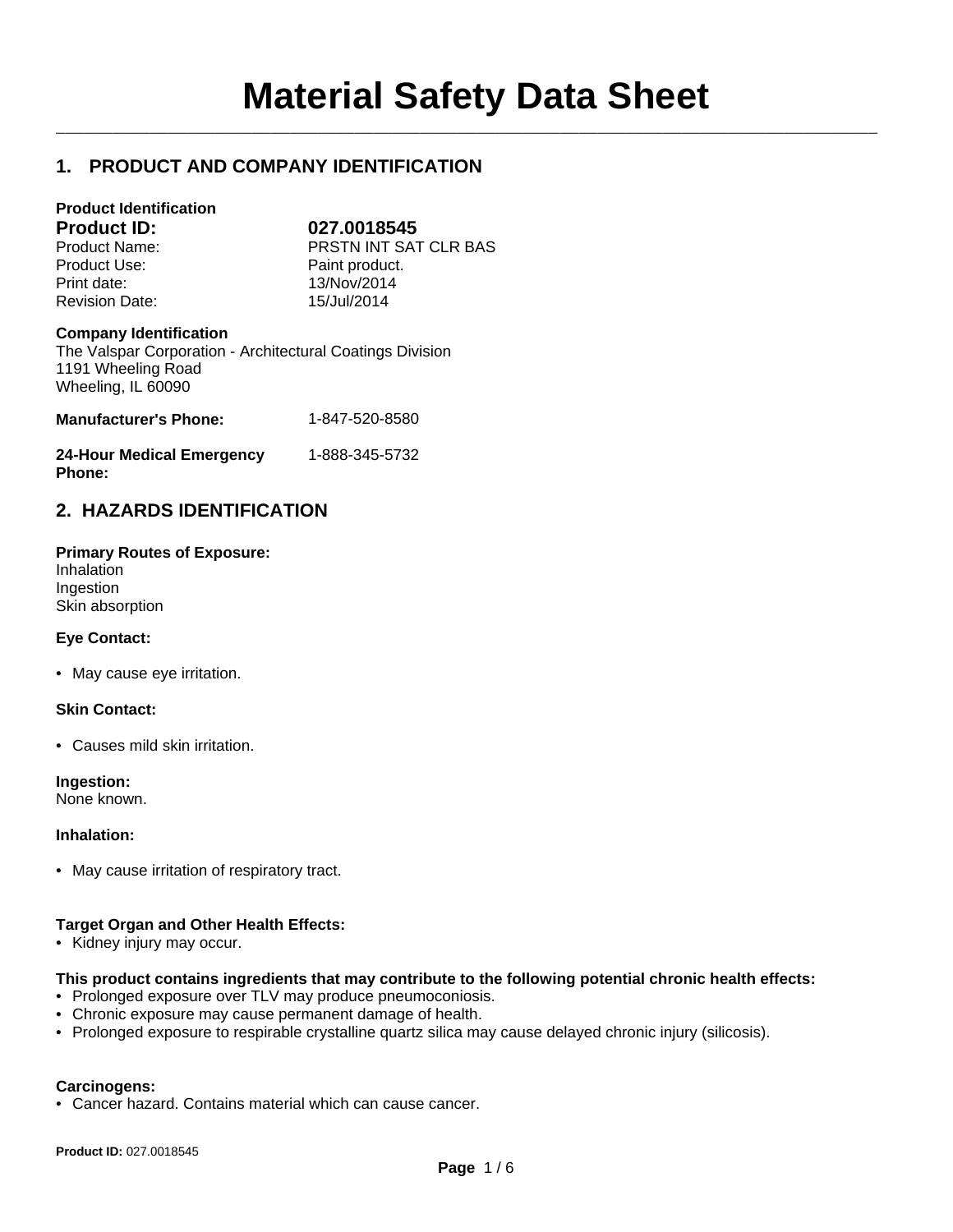# Material Safety Data Sheet

## 1. PRODUCT AND COMPANY IDENTIFICATION

**Product Identification**

| | |
|---|---|
| **Product ID:** | **027.0018545** |
| Product Name: | PRSTN INT SAT CLR BAS |
| Product Use: | Paint product. |
| Print date: | 13/Nov/2014 |
| Revision Date: | 15/Jul/2014 |

**Company Identification**

The Valspar Corporation - Architectural Coatings Division
1191 Wheeling Road
Wheeling, IL 60090

| | |
|---|---|
| **Manufacturer's Phone:** | 1-847-520-8580 |
| **24-Hour Medical Emergency Phone:** | 1-888-345-5732 |

## 2. HAZARDS IDENTIFICATION

**Primary Routes of Exposure:**
Inhalation
Ingestion
Skin absorption

**Eye Contact:**

- May cause eye irritation.

**Skin Contact:**

- Causes mild skin irritation.

**Ingestion:**
None known.

**Inhalation:**

- May cause irritation of respiratory tract.

**Target Organ and Other Health Effects:**

- Kidney injury may occur.

**This product contains ingredients that may contribute to the following potential chronic health effects:**

- Prolonged exposure over TLV may produce pneumoconiosis.
- Chronic exposure may cause permanent damage of health.
- Prolonged exposure to respirable crystalline quartz silica may cause delayed chronic injury (silicosis).

**Carcinogens:**

- Cancer hazard. Contains material which can cause cancer.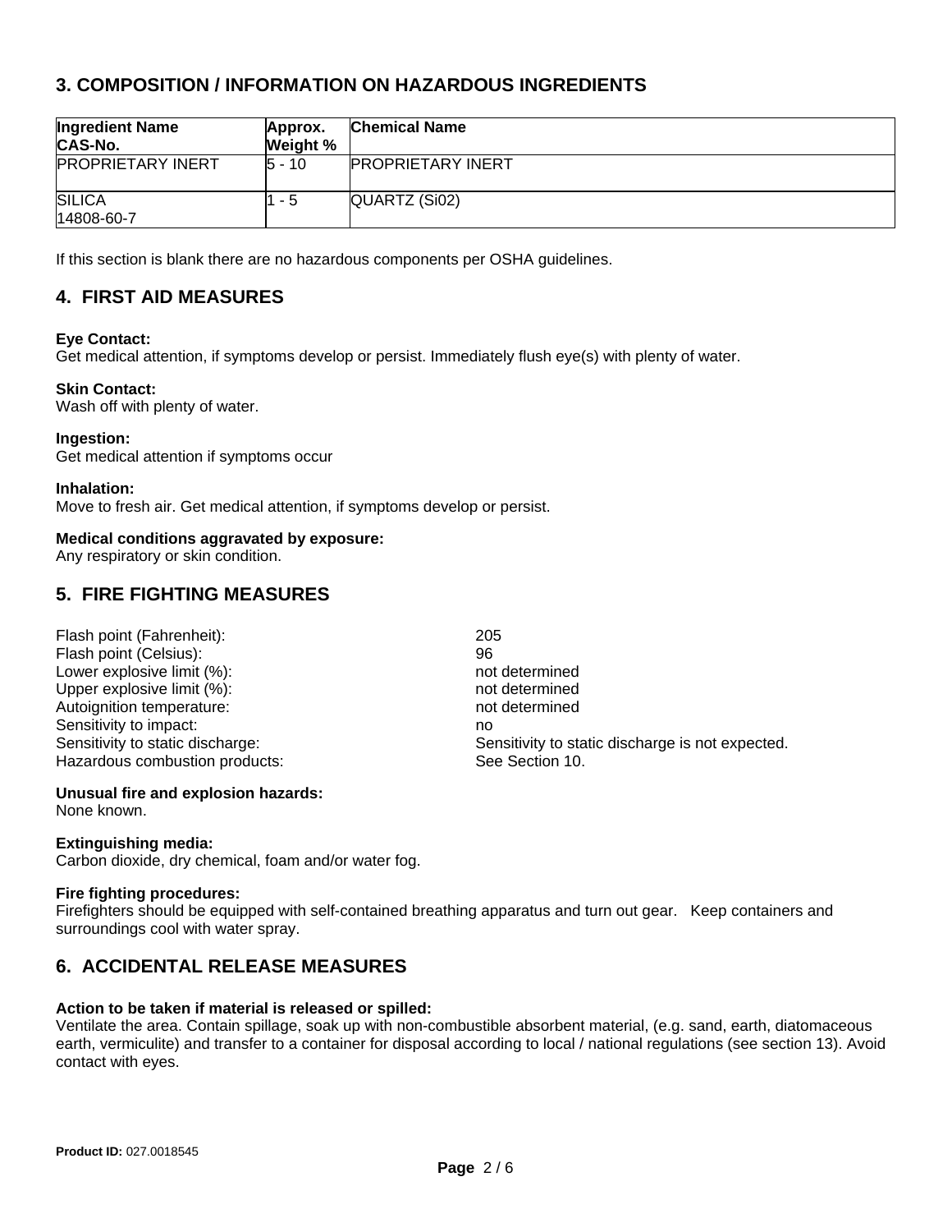## 3. COMPOSITION / INFORMATION ON HAZARDOUS INGREDIENTS

| Ingredient Name<br>CAS-No. | Approx. Weight % | Chemical Name |
|---|---|---|
| PROPRIETARY INERT | 5 - 10 | PROPRIETARY INERT |
| SILICA<br>14808-60-7 | 1 - 5 | QUARTZ (Si02) |

If this section is blank there are no hazardous components per OSHA guidelines.

## 4. FIRST AID MEASURES

**Eye Contact:**
Get medical attention, if symptoms develop or persist. Immediately flush eye(s) with plenty of water.

**Skin Contact:**
Wash off with plenty of water.

**Ingestion:**
Get medical attention if symptoms occur

**Inhalation:**
Move to fresh air. Get medical attention, if symptoms develop or persist.

**Medical conditions aggravated by exposure:**
Any respiratory or skin condition.

## 5. FIRE FIGHTING MEASURES

| | |
|---|---|
| Flash point (Fahrenheit): | 205 |
| Flash point (Celsius): | 96 |
| Lower explosive limit (%): | not determined |
| Upper explosive limit (%): | not determined |
| Autoignition temperature: | not determined |
| Sensitivity to impact: | no |
| Sensitivity to static discharge: | Sensitivity to static discharge is not expected. |
| Hazardous combustion products: | See Section 10. |

**Unusual fire and explosion hazards:**
None known.

**Extinguishing media:**
Carbon dioxide, dry chemical, foam and/or water fog.

**Fire fighting procedures:**
Firefighters should be equipped with self-contained breathing apparatus and turn out gear. Keep containers and surroundings cool with water spray.

## 6. ACCIDENTAL RELEASE MEASURES

**Action to be taken if material is released or spilled:**
Ventilate the area. Contain spillage, soak up with non-combustible absorbent material, (e.g. sand, earth, diatomaceous earth, vermiculite) and transfer to a container for disposal according to local / national regulations (see section 13). Avoid contact with eyes.

**Product ID:** 027.0018545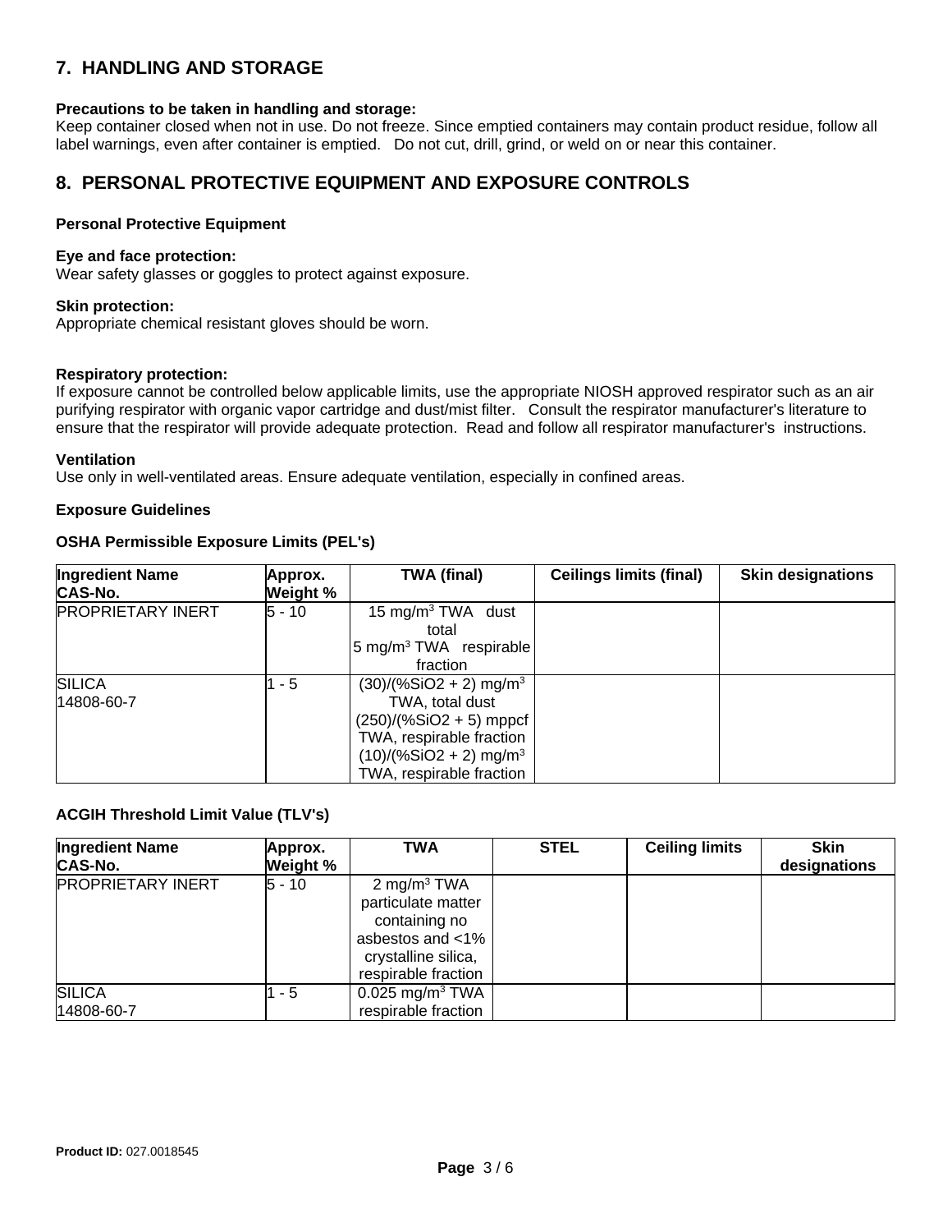## 7. HANDLING AND STORAGE

**Precautions to be taken in handling and storage:**
Keep container closed when not in use. Do not freeze. Since emptied containers may contain product residue, follow all label warnings, even after container is emptied. Do not cut, drill, grind, or weld on or near this container.

## 8. PERSONAL PROTECTIVE EQUIPMENT AND EXPOSURE CONTROLS

**Personal Protective Equipment**

**Eye and face protection:**
Wear safety glasses or goggles to protect against exposure.

**Skin protection:**
Appropriate chemical resistant gloves should be worn.

**Respiratory protection:**
If exposure cannot be controlled below applicable limits, use the appropriate NIOSH approved respirator such as an air purifying respirator with organic vapor cartridge and dust/mist filter. Consult the respirator manufacturer's literature to ensure that the respirator will provide adequate protection. Read and follow all respirator manufacturer's instructions.

**Ventilation**
Use only in well-ventilated areas. Ensure adequate ventilation, especially in confined areas.

**Exposure Guidelines**

**OSHA Permissible Exposure Limits (PEL's)**

| Ingredient Name CAS-No. | Approx. Weight % | TWA (final) | Ceilings limits (final) | Skin designations |
|---|---|---|---|---|
| PROPRIETARY INERT | 5 - 10 | 15 $mg/m^3$ TWA dust total<br>5 $mg/m^3$ TWA respirable fraction | | |
| SILICA<br>14808-60-7 | 1 - 5 | (30)/(%SiO2 + 2) $mg/m^3$ TWA, total dust<br>(250)/(%SiO2 + 5) mppcf TWA, respirable fraction<br>(10)/(%SiO2 + 2) $mg/m^3$ TWA, respirable fraction | | |

**ACGIH Threshold Limit Value (TLV's)**

| Ingredient Name CAS-No. | Approx. Weight % | TWA | STEL | Ceiling limits | Skin designations |
|---|---|---|---|---|---|
| PROPRIETARY INERT | 5 - 10 | 2 $mg/m^3$ TWA particulate matter containing no asbestos and <1% crystalline silica, respirable fraction | | | |
| SILICA<br>14808-60-7 | 1 - 5 | 0.025 $mg/m^3$ TWA respirable fraction | | | |

**Product ID:** 027.0018545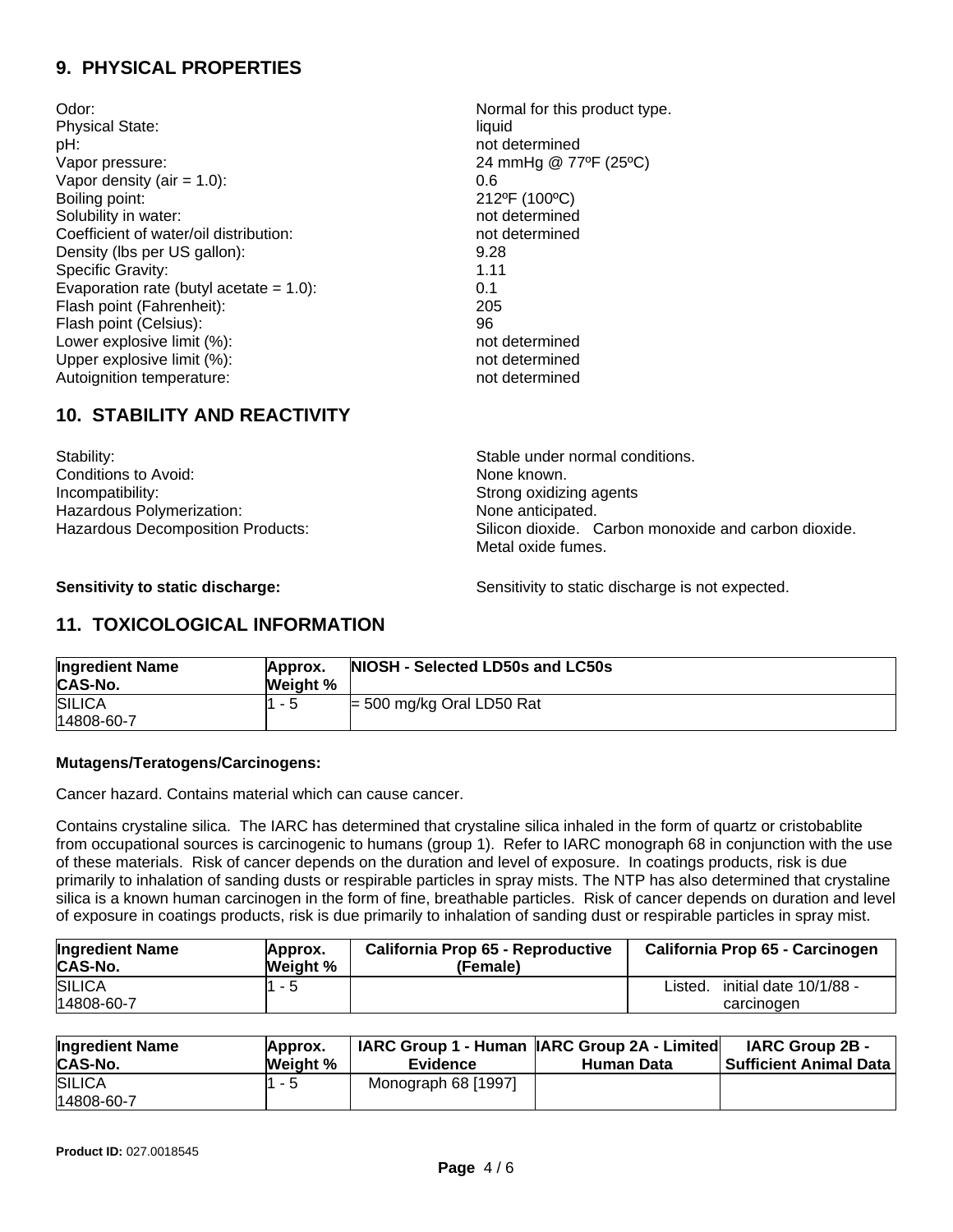## 9. PHYSICAL PROPERTIES

| | |
|---|---|
| Odor: | Normal for this product type. |
| Physical State: | liquid |
| pH: | not determined |
| Vapor pressure: | 24 mmHg @ 77ºF (25ºC) |
| Vapor density (air = 1.0): | 0.6 |
| Boiling point: | 212ºF (100ºC) |
| Solubility in water: | not determined |
| Coefficient of water/oil distribution: | not determined |
| Density (lbs per US gallon): | 9.28 |
| Specific Gravity: | 1.11 |
| Evaporation rate (butyl acetate = 1.0): | 0.1 |
| Flash point (Fahrenheit): | 205 |
| Flash point (Celsius): | 96 |
| Lower explosive limit (%): | not determined |
| Upper explosive limit (%): | not determined |
| Autoignition temperature: | not determined |

## 10. STABILITY AND REACTIVITY

| | |
|---|---|
| Stability: | Stable under normal conditions. |
| Conditions to Avoid: | None known. |
| Incompatibility: | Strong oxidizing agents |
| Hazardous Polymerization: | None anticipated. |
| Hazardous Decomposition Products: | Silicon dioxide. Carbon monoxide and carbon dioxide. Metal oxide fumes. |

**Sensitivity to static discharge:** Sensitivity to static discharge is not expected.

## 11. TOXICOLOGICAL INFORMATION

| Ingredient Name CAS-No. | Approx. Weight % | NIOSH - Selected LD50s and LC50s |
|---|---|---|
| SILICA 14808-60-7 | 1 - 5 | = 500 mg/kg Oral LD50 Rat |

**Mutagens/Teratogens/Carcinogens:**

Cancer hazard. Contains material which can cause cancer.

Contains crystaline silica. The IARC has determined that crystaline silica inhaled in the form of quartz or cristobablite from occupational sources is carcinogenic to humans (group 1). Refer to IARC monograph 68 in conjunction with the use of these materials. Risk of cancer depends on the duration and level of exposure. In coatings products, risk is due primarily to inhalation of sanding dusts or respirable particles in spray mists. The NTP has also determined that crystaline silica is a known human carcinogen in the form of fine, breathable particles. Risk of cancer depends on duration and level of exposure in coatings products, risk is due primarily to inhalation of sanding dust or respirable particles in spray mist.

| Ingredient Name CAS-No. | Approx. Weight % | California Prop 65 - Reproductive (Female) | California Prop 65 - Carcinogen |
|---|---|---|---|
| SILICA 14808-60-7 | 1 - 5 | | Listed. initial date 10/1/88 - carcinogen |

| Ingredient Name CAS-No. | Approx. Weight % | IARC Group 1 - Human Evidence | IARC Group 2A - Limited Human Data | IARC Group 2B - Sufficient Animal Data |
|---|---|---|---|---|
| SILICA 14808-60-7 | 1 - 5 | Monograph 68 [1997] | | |

**Product ID:** 027.0018545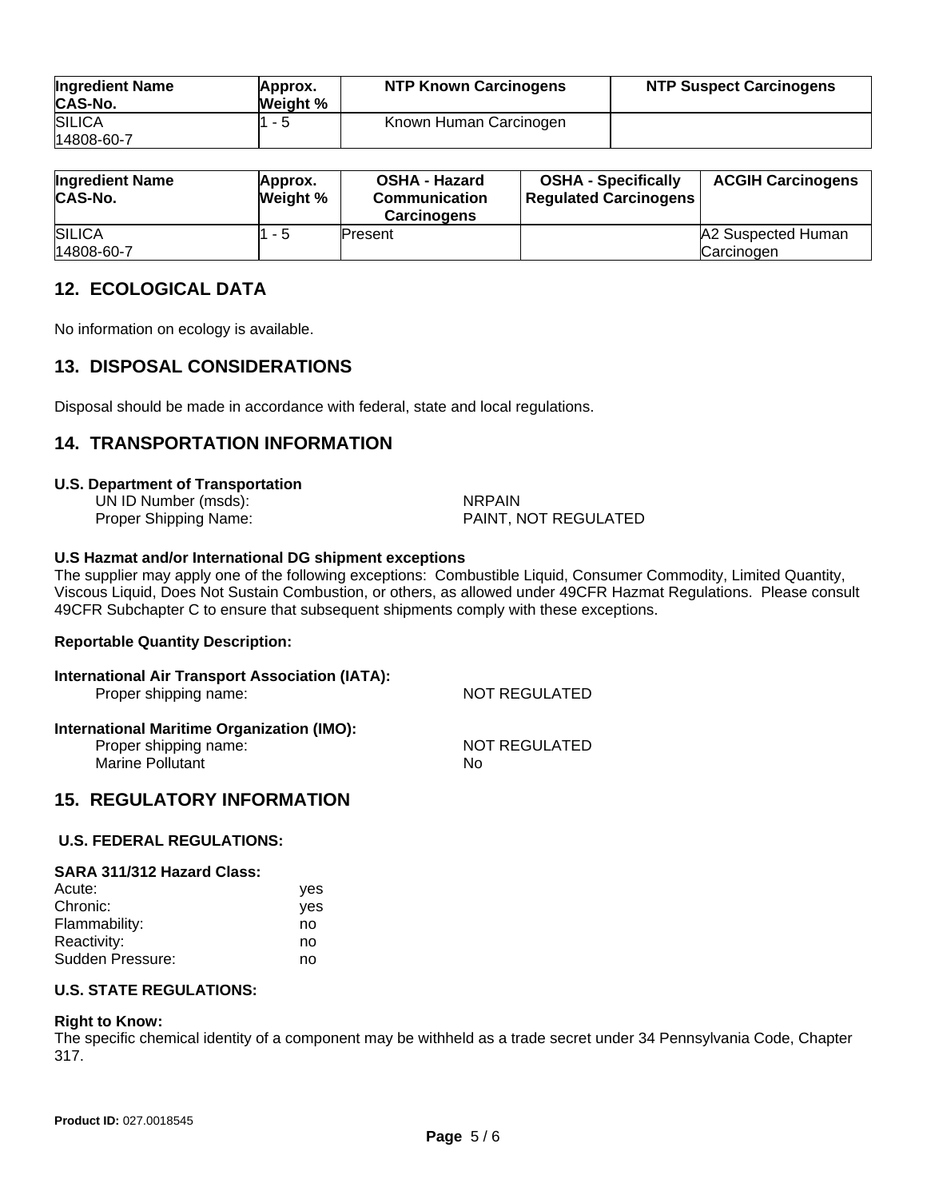| Ingredient Name CAS-No. | Approx. Weight % | NTP Known Carcinogens | NTP Suspect Carcinogens |
|---|---|---|---|
| SILICA 14808-60-7 | 1 - 5 | Known Human Carcinogen | |

| Ingredient Name CAS-No. | Approx. Weight % | OSHA - Hazard Communication Carcinogens | OSHA - Specifically Regulated Carcinogens | ACGIH Carcinogens |
|---|---|---|---|---|
| SILICA 14808-60-7 | 1 - 5 | Present | | A2 Suspected Human Carcinogen |

## 12. ECOLOGICAL DATA

No information on ecology is available.

## 13. DISPOSAL CONSIDERATIONS

Disposal should be made in accordance with federal, state and local regulations.

## 14. TRANSPORTATION INFORMATION

**U.S. Department of Transportation**

UN ID Number (msds): NRPAIN
Proper Shipping Name: PAINT, NOT REGULATED

**U.S Hazmat and/or International DG shipment exceptions**

The supplier may apply one of the following exceptions: Combustible Liquid, Consumer Commodity, Limited Quantity, Viscous Liquid, Does Not Sustain Combustion, or others, as allowed under 49CFR Hazmat Regulations. Please consult 49CFR Subchapter C to ensure that subsequent shipments comply with these exceptions.

**Reportable Quantity Description:**

**International Air Transport Association (IATA):**

Proper shipping name: NOT REGULATED

**International Maritime Organization (IMO):**

Proper shipping name: NOT REGULATED
Marine Pollutant No

## 15. REGULATORY INFORMATION

**U.S. FEDERAL REGULATIONS:**

**SARA 311/312 Hazard Class:**

Acute: yes
Chronic: yes
Flammability: no
Reactivity: no
Sudden Pressure: no

**U.S. STATE REGULATIONS:**

**Right to Know:**

The specific chemical identity of a component may be withheld as a trade secret under 34 Pennsylvania Code, Chapter 317.

**Product ID:** 027.0018545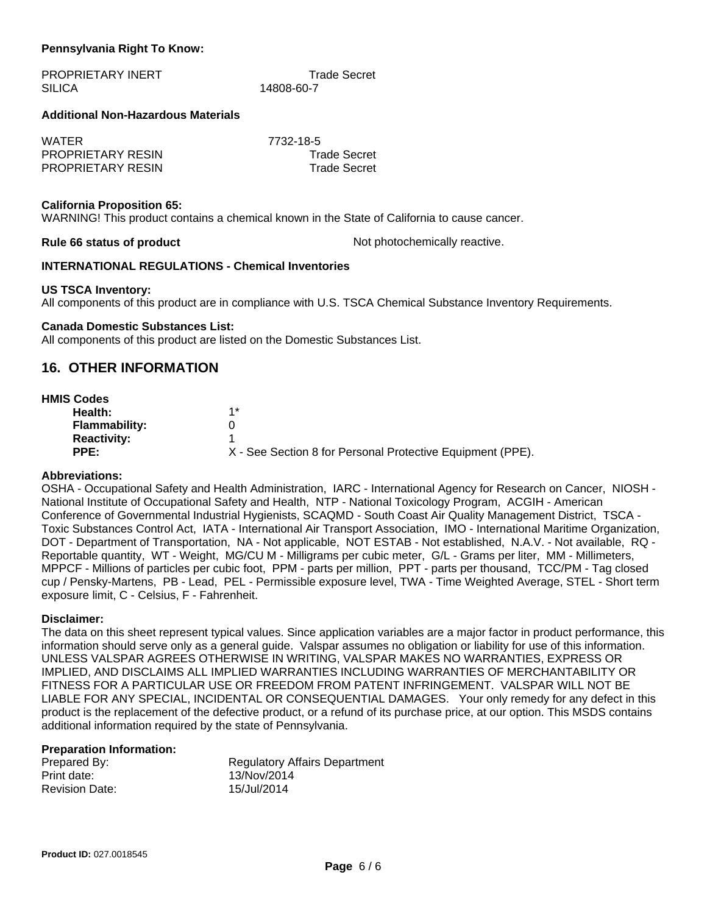**Pennsylvania Right To Know:**

| | |
|---|---|
| PROPRIETARY INERT | Trade Secret |
| SILICA | 14808-60-7 |

**Additional Non-Hazardous Materials**

| | |
|---|---|
| WATER | 7732-18-5 |
| PROPRIETARY RESIN | Trade Secret |
| PROPRIETARY RESIN | Trade Secret |

**California Proposition 65:**
WARNING! This product contains a chemical known in the State of California to cause cancer.

**Rule 66 status of product** Not photochemically reactive.

**INTERNATIONAL REGULATIONS - Chemical Inventories**

**US TSCA Inventory:**
All components of this product are in compliance with U.S. TSCA Chemical Substance Inventory Requirements.

**Canada Domestic Substances List:**
All components of this product are listed on the Domestic Substances List.

## 16. OTHER INFORMATION

**HMIS Codes**

| | |
|---|---|
| **Health:** | 1* |
| **Flammability:** | 0 |
| **Reactivity:** | 1 |
| **PPE:** | X - See Section 8 for Personal Protective Equipment (PPE). |

**Abbreviations:**
OSHA - Occupational Safety and Health Administration, IARC - International Agency for Research on Cancer, NIOSH - National Institute of Occupational Safety and Health, NTP - National Toxicology Program, ACGIH - American Conference of Governmental Industrial Hygienists, SCAQMD - South Coast Air Quality Management District, TSCA - Toxic Substances Control Act, IATA - International Air Transport Association, IMO - International Maritime Organization, DOT - Department of Transportation, NA - Not applicable, NOT ESTAB - Not established, N.A.V. - Not available, RQ - Reportable quantity, WT - Weight, MG/CU M - Milligrams per cubic meter, G/L - Grams per liter, MM - Millimeters, MPPCF - Millions of particles per cubic foot, PPM - parts per million, PPT - parts per thousand, TCC/PM - Tag closed cup / Pensky-Martens, PB - Lead, PEL - Permissible exposure level, TWA - Time Weighted Average, STEL - Short term exposure limit, C - Celsius, F - Fahrenheit.

**Disclaimer:**
The data on this sheet represent typical values. Since application variables are a major factor in product performance, this information should serve only as a general guide. Valspar assumes no obligation or liability for use of this information. UNLESS VALSPAR AGREES OTHERWISE IN WRITING, VALSPAR MAKES NO WARRANTIES, EXPRESS OR IMPLIED, AND DISCLAIMS ALL IMPLIED WARRANTIES INCLUDING WARRANTIES OF MERCHANTABILITY OR FITNESS FOR A PARTICULAR USE OR FREEDOM FROM PATENT INFRINGEMENT. VALSPAR WILL NOT BE LIABLE FOR ANY SPECIAL, INCIDENTAL OR CONSEQUENTIAL DAMAGES. Your only remedy for any defect in this product is the replacement of the defective product, or a refund of its purchase price, at our option. This MSDS contains additional information required by the state of Pennsylvania.

**Preparation Information:**

| | |
|---|---|
| Prepared By: | Regulatory Affairs Department |
| Print date: | 13/Nov/2014 |
| Revision Date: | 15/Jul/2014 |

**Product ID:** 027.0018545